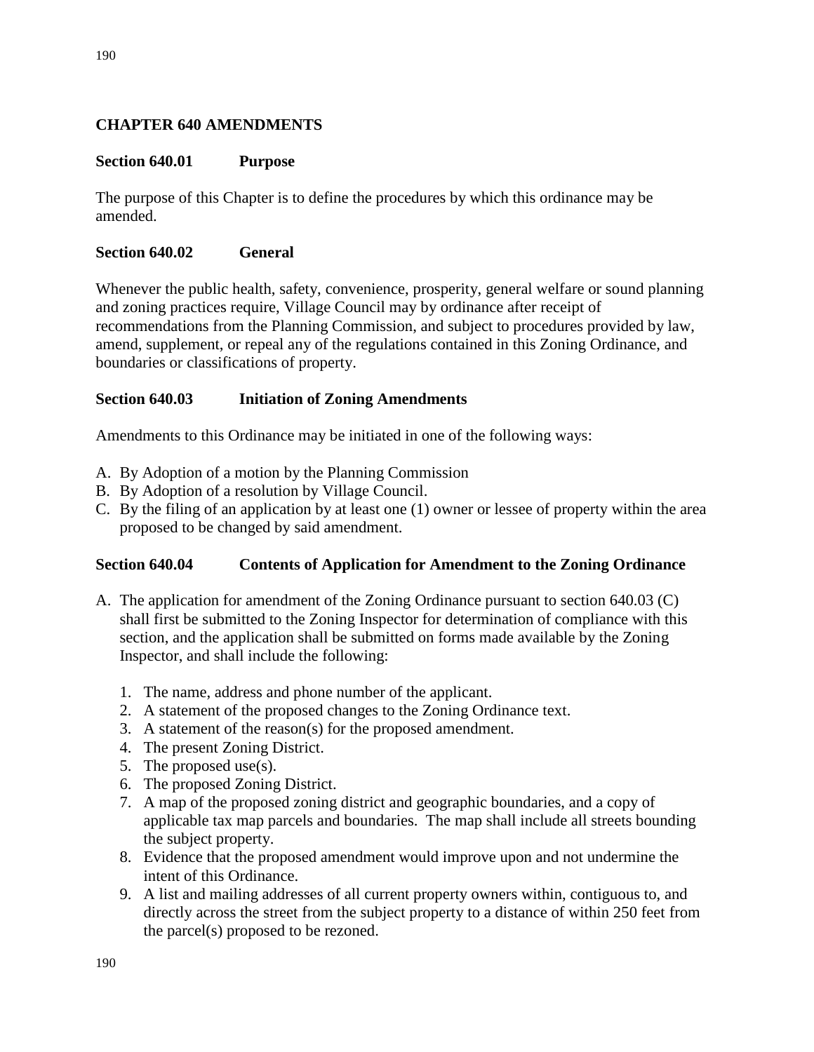# CHAPTER 640 AMENDMENTS

## Section 640.01 Purpose

The purpose of this Chapter is to define the procedures by which this ordinance may be amended.

## Section 640.02 General

Whenever the public health, safety, convenience, prosperity, general welfare or sound planning and zoning practices require, Village Council may by ordinance after receipt of recommendations from the Planning Commission, and subject to procedures provided by law, amend, supplement, or repeal any of the regulations contained in this Zoning Ordinance, and boundaries or classifications of property.

## Section 640.03 Initiation of Zoning Amendments

Amendments to this Ordinance may be initiated in one of the following ways:

A. By Adoption of a motion by the Planning Commission
B. By Adoption of a resolution by Village Council.
C. By the filing of an application by at least one (1) owner or lessee of property within the area proposed to be changed by said amendment.

## Section 640.04 Contents of Application for Amendment to the Zoning Ordinance

A. The application for amendment of the Zoning Ordinance pursuant to section 640.03 (C) shall first be submitted to the Zoning Inspector for determination of compliance with this section, and the application shall be submitted on forms made available by the Zoning Inspector, and shall include the following:

   1. The name, address and phone number of the applicant.
   2. A statement of the proposed changes to the Zoning Ordinance text.
   3. A statement of the reason(s) for the proposed amendment.
   4. The present Zoning District.
   5. The proposed use(s).
   6. The proposed Zoning District.
   7. A map of the proposed zoning district and geographic boundaries, and a copy of applicable tax map parcels and boundaries. The map shall include all streets bounding the subject property.
   8. Evidence that the proposed amendment would improve upon and not undermine the intent of this Ordinance.
   9. A list and mailing addresses of all current property owners within, contiguous to, and directly across the street from the subject property to a distance of within 250 feet from the parcel(s) proposed to be rezoned.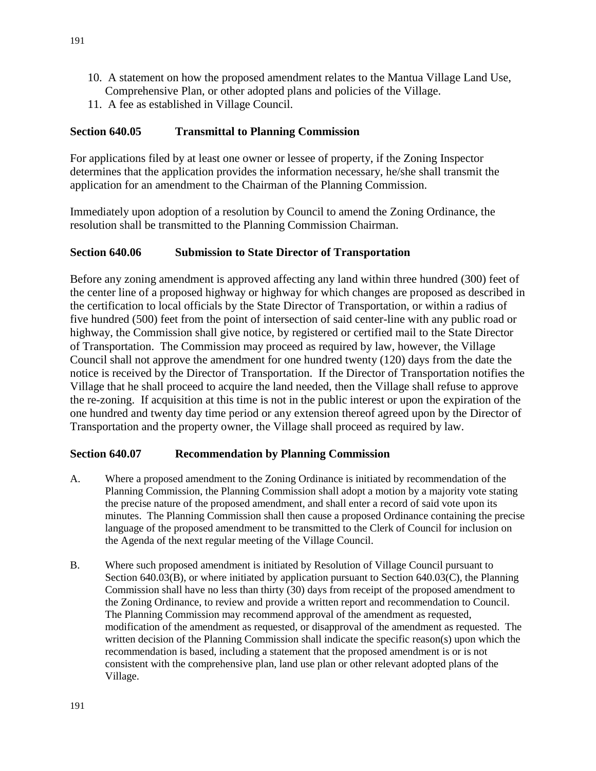10. A statement on how the proposed amendment relates to the Mantua Village Land Use, Comprehensive Plan, or other adopted plans and policies of the Village.
11. A fee as established in Village Council.

## Section 640.05 Transmittal to Planning Commission

For applications filed by at least one owner or lessee of property, if the Zoning Inspector determines that the application provides the information necessary, he/she shall transmit the application for an amendment to the Chairman of the Planning Commission.

Immediately upon adoption of a resolution by Council to amend the Zoning Ordinance, the resolution shall be transmitted to the Planning Commission Chairman.

## Section 640.06 Submission to State Director of Transportation

Before any zoning amendment is approved affecting any land within three hundred (300) feet of the center line of a proposed highway or highway for which changes are proposed as described in the certification to local officials by the State Director of Transportation, or within a radius of five hundred (500) feet from the point of intersection of said center-line with any public road or highway, the Commission shall give notice, by registered or certified mail to the State Director of Transportation. The Commission may proceed as required by law, however, the Village Council shall not approve the amendment for one hundred twenty (120) days from the date the notice is received by the Director of Transportation. If the Director of Transportation notifies the Village that he shall proceed to acquire the land needed, then the Village shall refuse to approve the re-zoning. If acquisition at this time is not in the public interest or upon the expiration of the one hundred and twenty day time period or any extension thereof agreed upon by the Director of Transportation and the property owner, the Village shall proceed as required by law.

## Section 640.07 Recommendation by Planning Commission

A. Where a proposed amendment to the Zoning Ordinance is initiated by recommendation of the Planning Commission, the Planning Commission shall adopt a motion by a majority vote stating the precise nature of the proposed amendment, and shall enter a record of said vote upon its minutes. The Planning Commission shall then cause a proposed Ordinance containing the precise language of the proposed amendment to be transmitted to the Clerk of Council for inclusion on the Agenda of the next regular meeting of the Village Council.

B. Where such proposed amendment is initiated by Resolution of Village Council pursuant to Section 640.03(B), or where initiated by application pursuant to Section 640.03(C), the Planning Commission shall have no less than thirty (30) days from receipt of the proposed amendment to the Zoning Ordinance, to review and provide a written report and recommendation to Council. The Planning Commission may recommend approval of the amendment as requested, modification of the amendment as requested, or disapproval of the amendment as requested. The written decision of the Planning Commission shall indicate the specific reason(s) upon which the recommendation is based, including a statement that the proposed amendment is or is not consistent with the comprehensive plan, land use plan or other relevant adopted plans of the Village.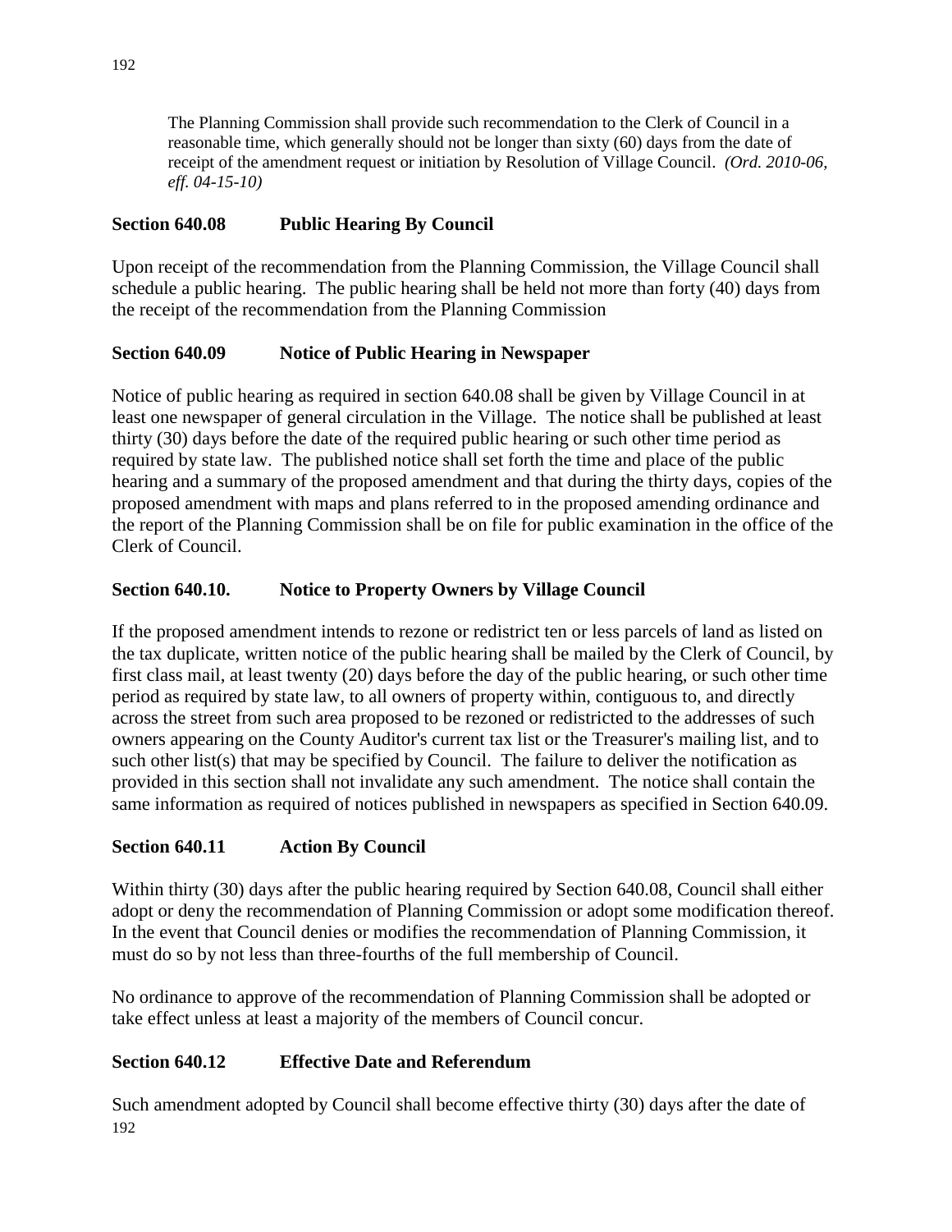The Planning Commission shall provide such recommendation to the Clerk of Council in a reasonable time, which generally should not be longer than sixty (60) days from the date of receipt of the amendment request or initiation by Resolution of Village Council. *(Ord. 2010-06, eff. 04-15-10)*

**Section 640.08 Public Hearing By Council**

Upon receipt of the recommendation from the Planning Commission, the Village Council shall schedule a public hearing. The public hearing shall be held not more than forty (40) days from the receipt of the recommendation from the Planning Commission

**Section 640.09 Notice of Public Hearing in Newspaper**

Notice of public hearing as required in section 640.08 shall be given by Village Council in at least one newspaper of general circulation in the Village. The notice shall be published at least thirty (30) days before the date of the required public hearing or such other time period as required by state law. The published notice shall set forth the time and place of the public hearing and a summary of the proposed amendment and that during the thirty days, copies of the proposed amendment with maps and plans referred to in the proposed amending ordinance and the report of the Planning Commission shall be on file for public examination in the office of the Clerk of Council.

**Section 640.10. Notice to Property Owners by Village Council**

If the proposed amendment intends to rezone or redistrict ten or less parcels of land as listed on the tax duplicate, written notice of the public hearing shall be mailed by the Clerk of Council, by first class mail, at least twenty (20) days before the day of the public hearing, or such other time period as required by state law, to all owners of property within, contiguous to, and directly across the street from such area proposed to be rezoned or redistricted to the addresses of such owners appearing on the County Auditor's current tax list or the Treasurer's mailing list, and to such other list(s) that may be specified by Council. The failure to deliver the notification as provided in this section shall not invalidate any such amendment. The notice shall contain the same information as required of notices published in newspapers as specified in Section 640.09.

**Section 640.11 Action By Council**

Within thirty (30) days after the public hearing required by Section 640.08, Council shall either adopt or deny the recommendation of Planning Commission or adopt some modification thereof. In the event that Council denies or modifies the recommendation of Planning Commission, it must do so by not less than three-fourths of the full membership of Council.

No ordinance to approve of the recommendation of Planning Commission shall be adopted or take effect unless at least a majority of the members of Council concur.

**Section 640.12 Effective Date and Referendum**

Such amendment adopted by Council shall become effective thirty (30) days after the date of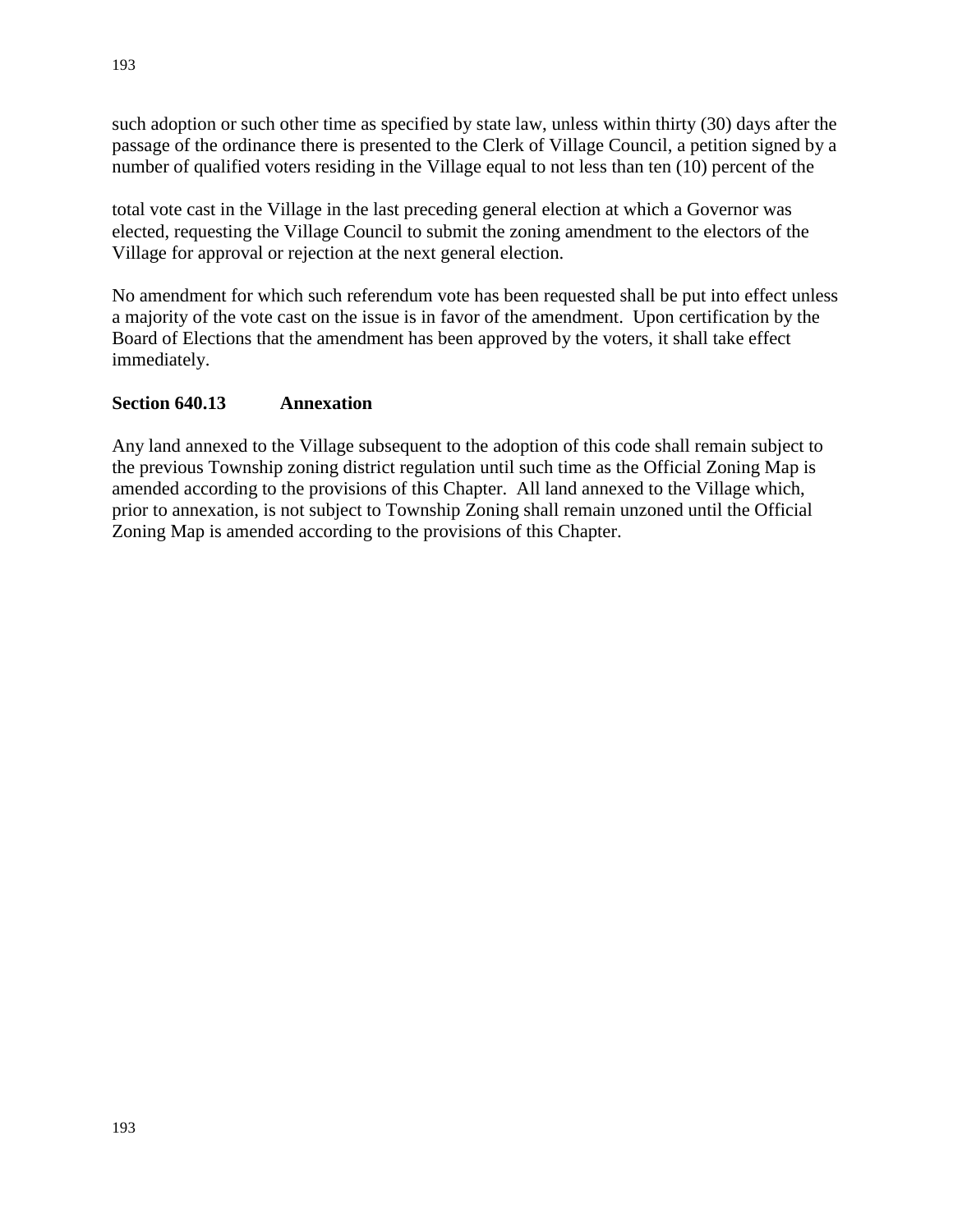such adoption or such other time as specified by state law, unless within thirty (30) days after the passage of the ordinance there is presented to the Clerk of Village Council, a petition signed by a number of qualified voters residing in the Village equal to not less than ten (10) percent of the total vote cast in the Village in the last preceding general election at which a Governor was elected, requesting the Village Council to submit the zoning amendment to the electors of the Village for approval or rejection at the next general election.

No amendment for which such referendum vote has been requested shall be put into effect unless a majority of the vote cast on the issue is in favor of the amendment. Upon certification by the Board of Elections that the amendment has been approved by the voters, it shall take effect immediately.

**Section 640.13 Annexation**

Any land annexed to the Village subsequent to the adoption of this code shall remain subject to the previous Township zoning district regulation until such time as the Official Zoning Map is amended according to the provisions of this Chapter. All land annexed to the Village which, prior to annexation, is not subject to Township Zoning shall remain unzoned until the Official Zoning Map is amended according to the provisions of this Chapter.